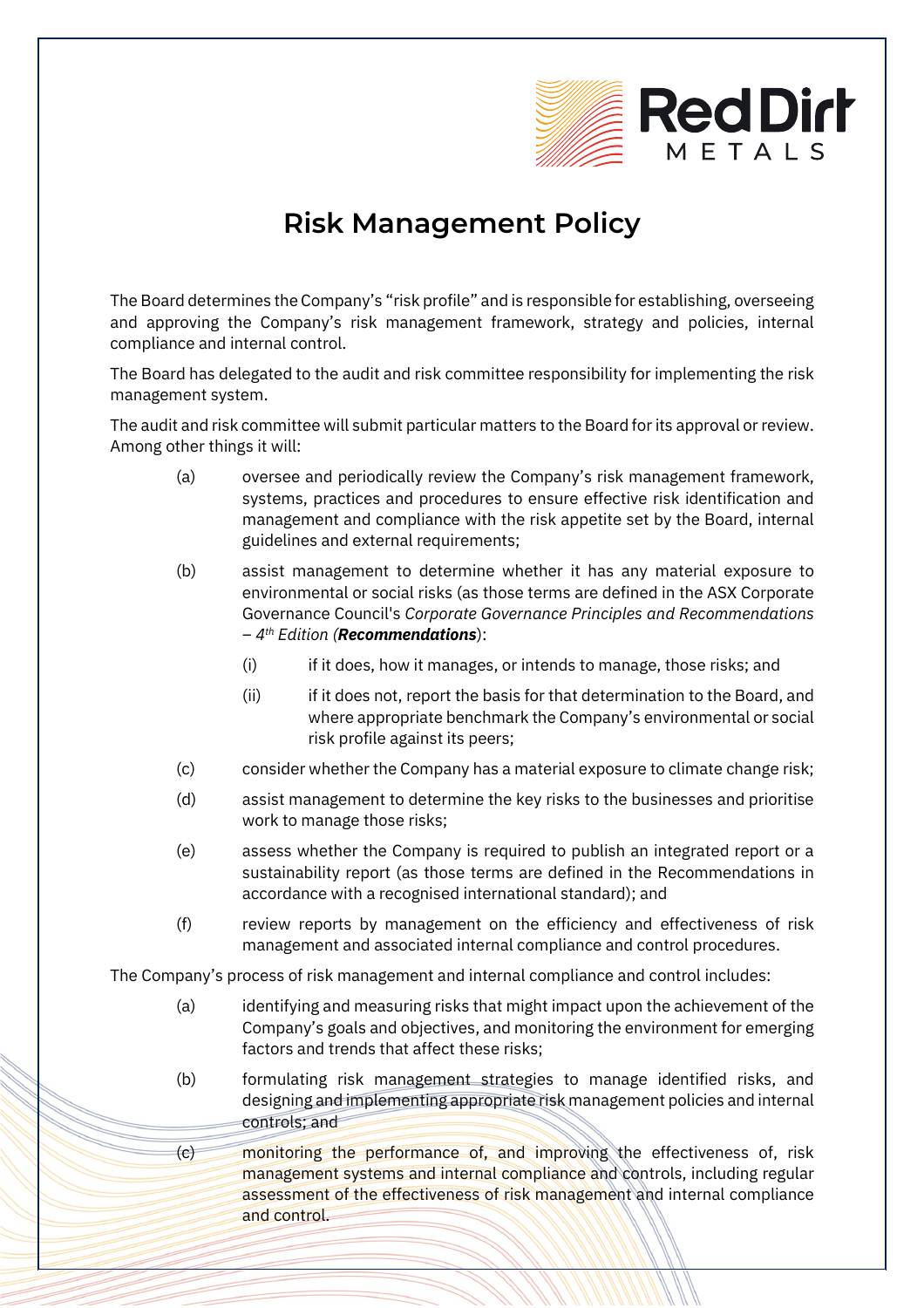# Risk Management Policy

The Board determines the Company's "risk profile" and is responsible for establishing, overseeing and approving the Company's risk management framework, strategy and policies, internal compliance and internal control.

The Board has delegated to the audit and risk committee responsibility for implementing the risk management system.

The audit and risk committee will submit particular matters to the Board for its approval or review. Among other things it will:

(a) oversee and periodically review the Company's risk management framework, systems, practices and procedures to ensure effective risk identification and management and compliance with the risk appetite set by the Board, internal guidelines and external requirements;

(b) assist management to determine whether it has any material exposure to environmental or social risks (as those terms are defined in the ASX Corporate Governance Council's *Corporate Governance Principles and Recommendations – 4th Edition* (***Recommendations***):

  (i) if it does, how it manages, or intends to manage, those risks; and

  (ii) if it does not, report the basis for that determination to the Board, and where appropriate benchmark the Company's environmental or social risk profile against its peers;

(c) consider whether the Company has a material exposure to climate change risk;

(d) assist management to determine the key risks to the businesses and prioritise work to manage those risks;

(e) assess whether the Company is required to publish an integrated report or a sustainability report (as those terms are defined in the Recommendations in accordance with a recognised international standard); and

(f) review reports by management on the efficiency and effectiveness of risk management and associated internal compliance and control procedures.

The Company's process of risk management and internal compliance and control includes:

(a) identifying and measuring risks that might impact upon the achievement of the Company's goals and objectives, and monitoring the environment for emerging factors and trends that affect these risks;

(b) formulating risk management strategies to manage identified risks, and designing and implementing appropriate risk management policies and internal controls; and

(c) monitoring the performance of, and improving the effectiveness of, risk management systems and internal compliance and controls, including regular assessment of the effectiveness of risk management and internal compliance and control.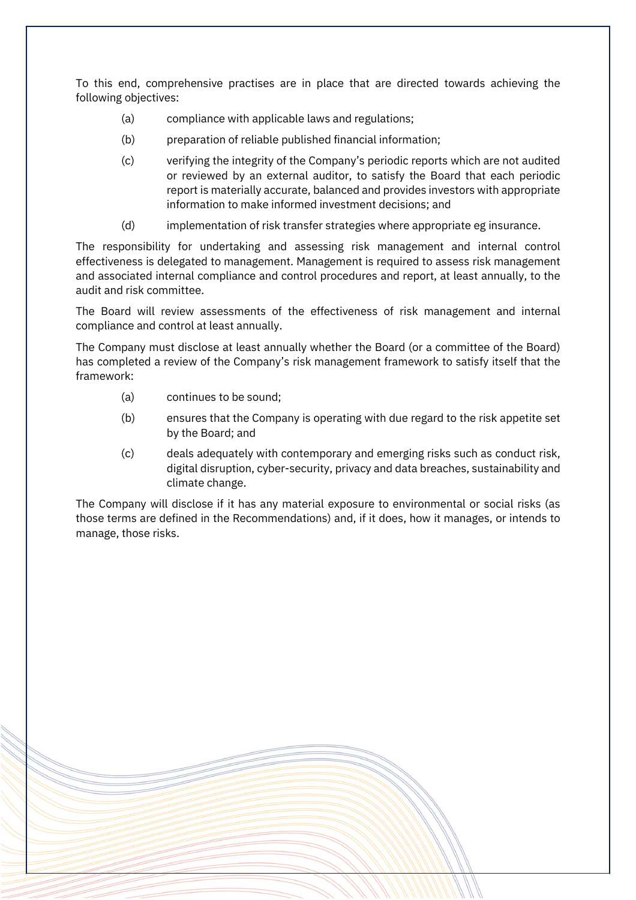To this end, comprehensive practises are in place that are directed towards achieving the following objectives:

(a) compliance with applicable laws and regulations;

(b) preparation of reliable published financial information;

(c) verifying the integrity of the Company's periodic reports which are not audited or reviewed by an external auditor, to satisfy the Board that each periodic report is materially accurate, balanced and provides investors with appropriate information to make informed investment decisions; and

(d) implementation of risk transfer strategies where appropriate eg insurance.

The responsibility for undertaking and assessing risk management and internal control effectiveness is delegated to management. Management is required to assess risk management and associated internal compliance and control procedures and report, at least annually, to the audit and risk committee.

The Board will review assessments of the effectiveness of risk management and internal compliance and control at least annually.

The Company must disclose at least annually whether the Board (or a committee of the Board) has completed a review of the Company's risk management framework to satisfy itself that the framework:

(a) continues to be sound;

(b) ensures that the Company is operating with due regard to the risk appetite set by the Board; and

(c) deals adequately with contemporary and emerging risks such as conduct risk, digital disruption, cyber-security, privacy and data breaches, sustainability and climate change.

The Company will disclose if it has any material exposure to environmental or social risks (as those terms are defined in the Recommendations) and, if it does, how it manages, or intends to manage, those risks.